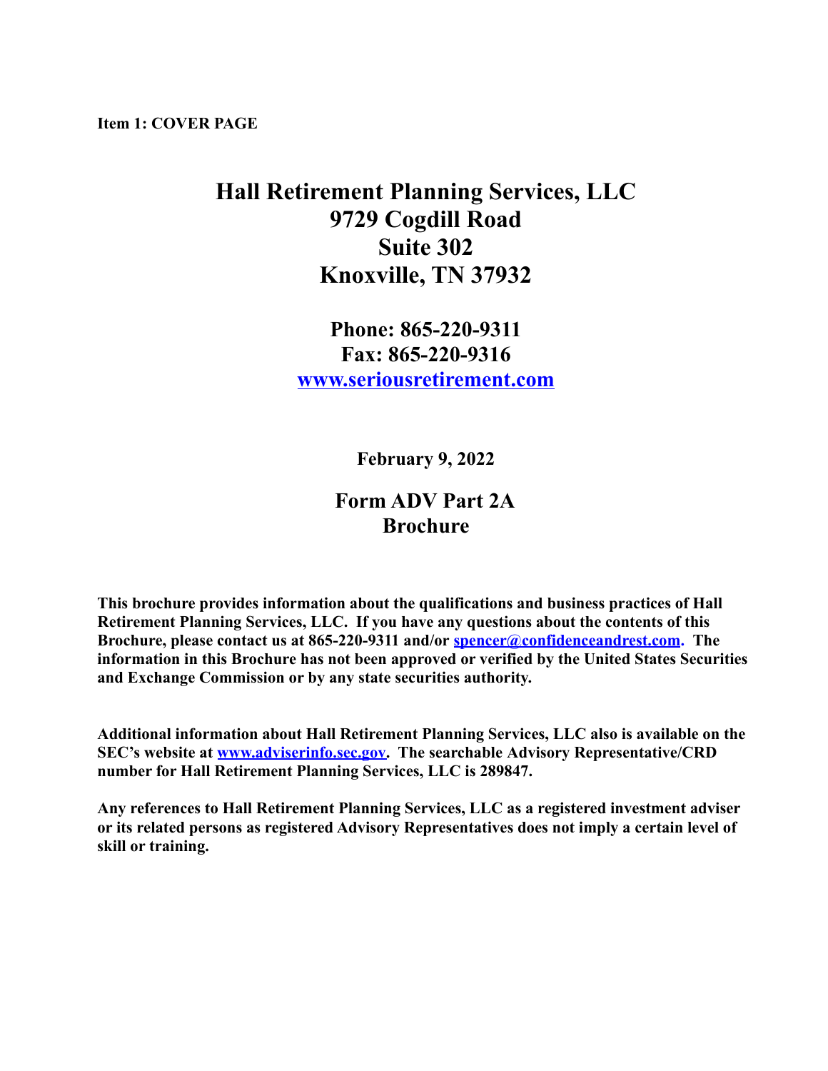**Item 1: COVER PAGE**

# Hall Retirement Planning Services, LLC
# 9729 Cogdill Road
# Suite 302
# Knoxville, TN 37932

## Phone: 865-220-9311
## Fax: 865-220-9316
## [www.seriousretirement.com](http://www.seriousretirement.com)

**February 9, 2022**

## Form ADV Part 2A
## Brochure

**This brochure provides information about the qualifications and business practices of Hall Retirement Planning Services, LLC. If you have any questions about the contents of this Brochure, please contact us at 865-220-9311 and/or [spencer@confidenceandrest.com](mailto:spencer@confidenceandrest.com). The information in this Brochure has not been approved or verified by the United States Securities and Exchange Commission or by any state securities authority.**

**Additional information about Hall Retirement Planning Services, LLC also is available on the SEC's website at [www.adviserinfo.sec.gov](http://www.adviserinfo.sec.gov). The searchable Advisory Representative/CRD number for Hall Retirement Planning Services, LLC is 289847.**

**Any references to Hall Retirement Planning Services, LLC as a registered investment adviser or its related persons as registered Advisory Representatives does not imply a certain level of skill or training.**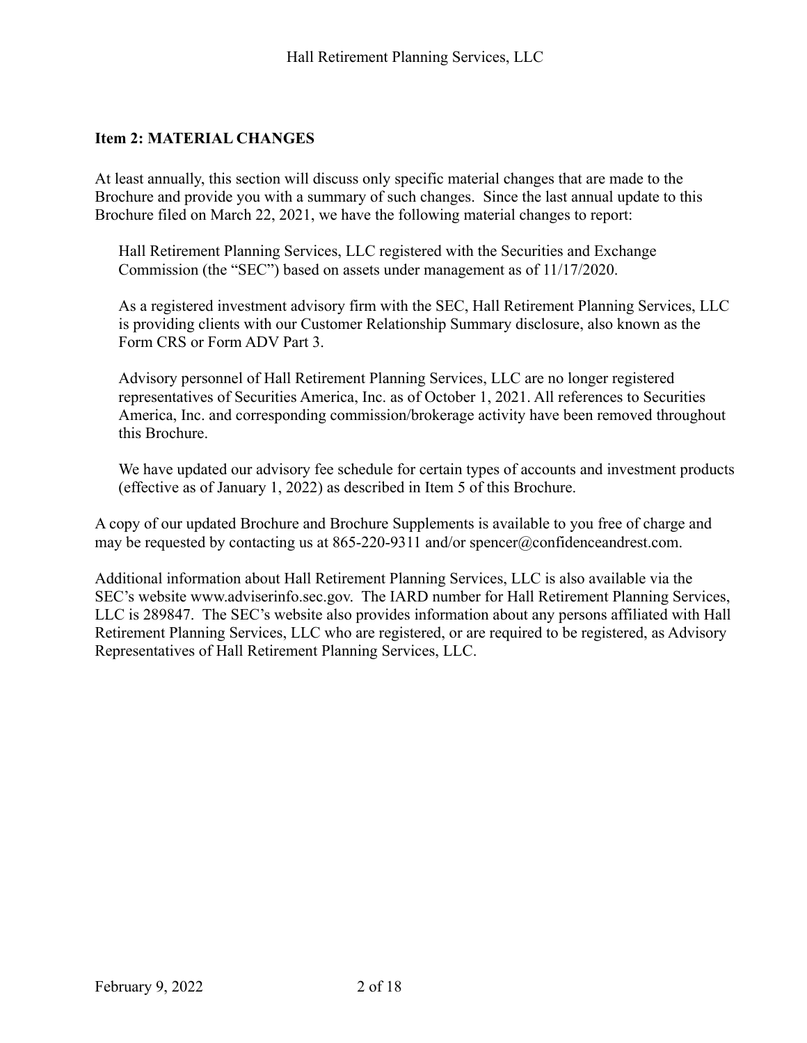## Item 2: MATERIAL CHANGES

At least annually, this section will discuss only specific material changes that are made to the Brochure and provide you with a summary of such changes. Since the last annual update to this Brochure filed on March 22, 2021, we have the following material changes to report:

> Hall Retirement Planning Services, LLC registered with the Securities and Exchange Commission (the "SEC") based on assets under management as of 11/17/2020.
>
> As a registered investment advisory firm with the SEC, Hall Retirement Planning Services, LLC is providing clients with our Customer Relationship Summary disclosure, also known as the Form CRS or Form ADV Part 3.
>
> Advisory personnel of Hall Retirement Planning Services, LLC are no longer registered representatives of Securities America, Inc. as of October 1, 2021. All references to Securities America, Inc. and corresponding commission/brokerage activity have been removed throughout this Brochure.
>
> We have updated our advisory fee schedule for certain types of accounts and investment products (effective as of January 1, 2022) as described in Item 5 of this Brochure.

A copy of our updated Brochure and Brochure Supplements is available to you free of charge and may be requested by contacting us at 865-220-9311 and/or spencer@confidenceandrest.com.

Additional information about Hall Retirement Planning Services, LLC is also available via the SEC's website www.adviserinfo.sec.gov. The IARD number for Hall Retirement Planning Services, LLC is 289847. The SEC's website also provides information about any persons affiliated with Hall Retirement Planning Services, LLC who are registered, or are required to be registered, as Advisory Representatives of Hall Retirement Planning Services, LLC.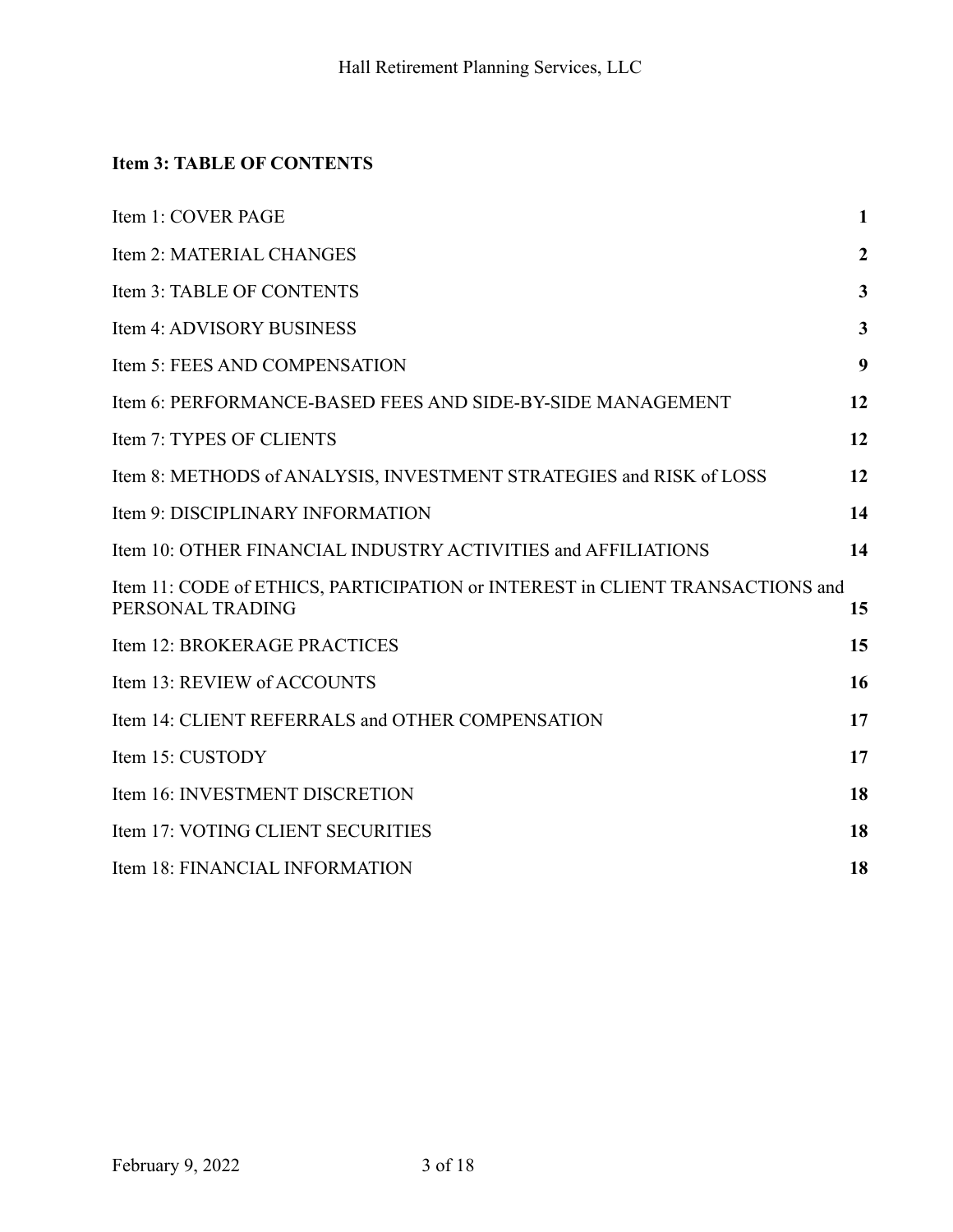## Item 3: TABLE OF CONTENTS

| | |
|---|---|
| Item 1: COVER PAGE | **1** |
| Item 2: MATERIAL CHANGES | **2** |
| Item 3: TABLE OF CONTENTS | **3** |
| Item 4: ADVISORY BUSINESS | **3** |
| Item 5: FEES AND COMPENSATION | **9** |
| Item 6: PERFORMANCE-BASED FEES AND SIDE-BY-SIDE MANAGEMENT | **12** |
| Item 7: TYPES OF CLIENTS | **12** |
| Item 8: METHODS of ANALYSIS, INVESTMENT STRATEGIES and RISK of LOSS | **12** |
| Item 9: DISCIPLINARY INFORMATION | **14** |
| Item 10: OTHER FINANCIAL INDUSTRY ACTIVITIES and AFFILIATIONS | **14** |
| Item 11: CODE of ETHICS, PARTICIPATION or INTEREST in CLIENT TRANSACTIONS and PERSONAL TRADING | **15** |
| Item 12: BROKERAGE PRACTICES | **15** |
| Item 13: REVIEW of ACCOUNTS | **16** |
| Item 14: CLIENT REFERRALS and OTHER COMPENSATION | **17** |
| Item 15: CUSTODY | **17** |
| Item 16: INVESTMENT DISCRETION | **18** |
| Item 17: VOTING CLIENT SECURITIES | **18** |
| Item 18: FINANCIAL INFORMATION | **18** |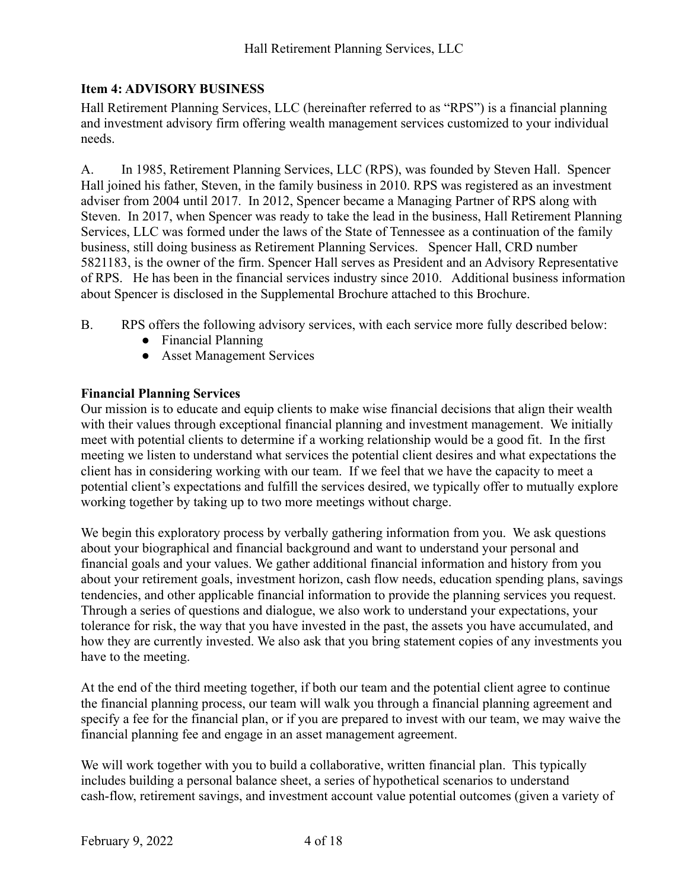## Item 4: ADVISORY BUSINESS

Hall Retirement Planning Services, LLC (hereinafter referred to as "RPS") is a financial planning and investment advisory firm offering wealth management services customized to your individual needs.

A. In 1985, Retirement Planning Services, LLC (RPS), was founded by Steven Hall. Spencer Hall joined his father, Steven, in the family business in 2010. RPS was registered as an investment adviser from 2004 until 2017. In 2012, Spencer became a Managing Partner of RPS along with Steven. In 2017, when Spencer was ready to take the lead in the business, Hall Retirement Planning Services, LLC was formed under the laws of the State of Tennessee as a continuation of the family business, still doing business as Retirement Planning Services. Spencer Hall, CRD number 5821183, is the owner of the firm. Spencer Hall serves as President and an Advisory Representative of RPS. He has been in the financial services industry since 2010. Additional business information about Spencer is disclosed in the Supplemental Brochure attached to this Brochure.

B. RPS offers the following advisory services, with each service more fully described below:

- Financial Planning
- Asset Management Services

### Financial Planning Services

Our mission is to educate and equip clients to make wise financial decisions that align their wealth with their values through exceptional financial planning and investment management. We initially meet with potential clients to determine if a working relationship would be a good fit. In the first meeting we listen to understand what services the potential client desires and what expectations the client has in considering working with our team. If we feel that we have the capacity to meet a potential client's expectations and fulfill the services desired, we typically offer to mutually explore working together by taking up to two more meetings without charge.

We begin this exploratory process by verbally gathering information from you. We ask questions about your biographical and financial background and want to understand your personal and financial goals and your values. We gather additional financial information and history from you about your retirement goals, investment horizon, cash flow needs, education spending plans, savings tendencies, and other applicable financial information to provide the planning services you request. Through a series of questions and dialogue, we also work to understand your expectations, your tolerance for risk, the way that you have invested in the past, the assets you have accumulated, and how they are currently invested. We also ask that you bring statement copies of any investments you have to the meeting.

At the end of the third meeting together, if both our team and the potential client agree to continue the financial planning process, our team will walk you through a financial planning agreement and specify a fee for the financial plan, or if you are prepared to invest with our team, we may waive the financial planning fee and engage in an asset management agreement.

We will work together with you to build a collaborative, written financial plan. This typically includes building a personal balance sheet, a series of hypothetical scenarios to understand cash-flow, retirement savings, and investment account value potential outcomes (given a variety of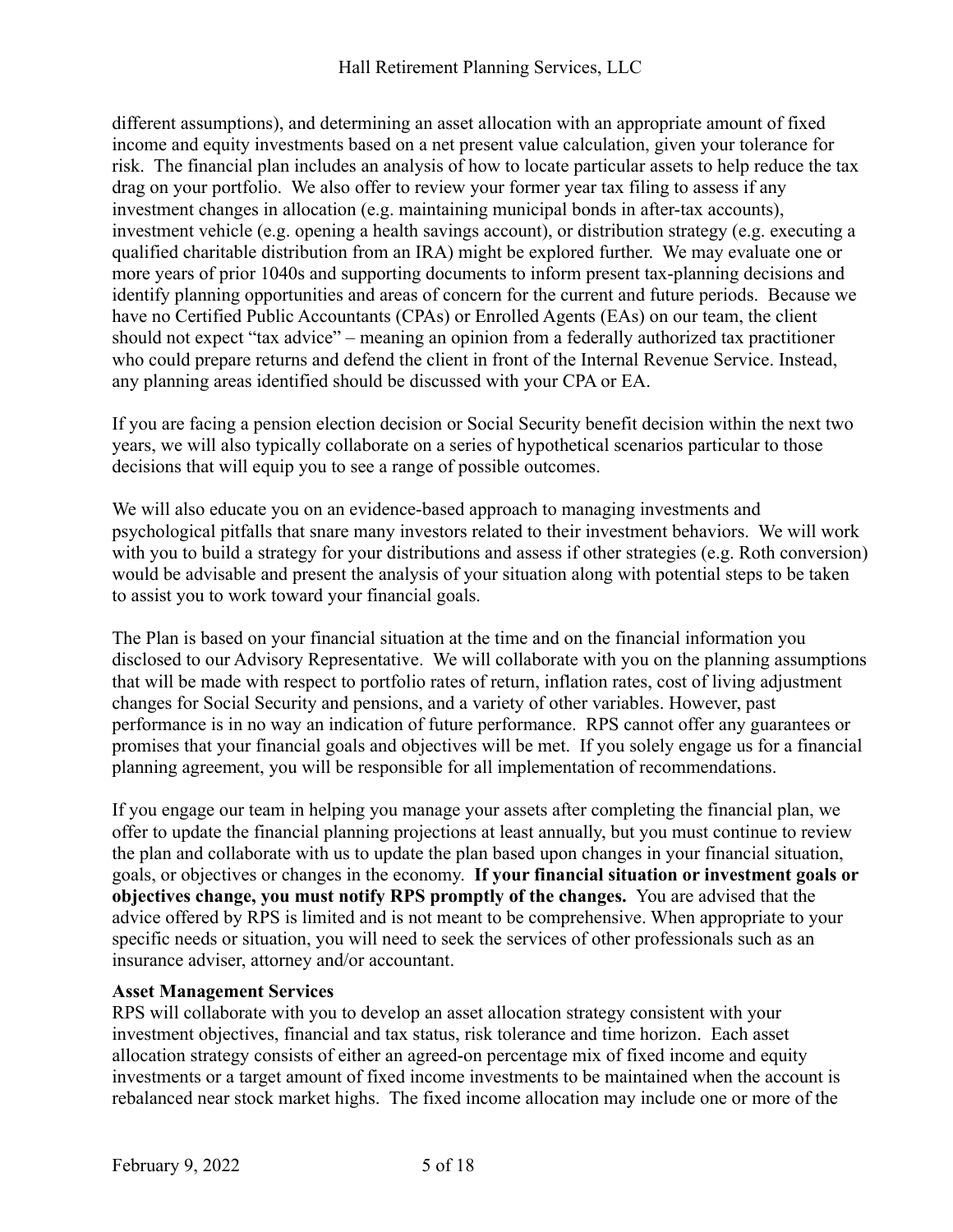different assumptions), and determining an asset allocation with an appropriate amount of fixed income and equity investments based on a net present value calculation, given your tolerance for risk. The financial plan includes an analysis of how to locate particular assets to help reduce the tax drag on your portfolio. We also offer to review your former year tax filing to assess if any investment changes in allocation (e.g. maintaining municipal bonds in after-tax accounts), investment vehicle (e.g. opening a health savings account), or distribution strategy (e.g. executing a qualified charitable distribution from an IRA) might be explored further. We may evaluate one or more years of prior 1040s and supporting documents to inform present tax-planning decisions and identify planning opportunities and areas of concern for the current and future periods. Because we have no Certified Public Accountants (CPAs) or Enrolled Agents (EAs) on our team, the client should not expect "tax advice" – meaning an opinion from a federally authorized tax practitioner who could prepare returns and defend the client in front of the Internal Revenue Service. Instead, any planning areas identified should be discussed with your CPA or EA.

If you are facing a pension election decision or Social Security benefit decision within the next two years, we will also typically collaborate on a series of hypothetical scenarios particular to those decisions that will equip you to see a range of possible outcomes.

We will also educate you on an evidence-based approach to managing investments and psychological pitfalls that snare many investors related to their investment behaviors. We will work with you to build a strategy for your distributions and assess if other strategies (e.g. Roth conversion) would be advisable and present the analysis of your situation along with potential steps to be taken to assist you to work toward your financial goals.

The Plan is based on your financial situation at the time and on the financial information you disclosed to our Advisory Representative. We will collaborate with you on the planning assumptions that will be made with respect to portfolio rates of return, inflation rates, cost of living adjustment changes for Social Security and pensions, and a variety of other variables. However, past performance is in no way an indication of future performance. RPS cannot offer any guarantees or promises that your financial goals and objectives will be met. If you solely engage us for a financial planning agreement, you will be responsible for all implementation of recommendations.

If you engage our team in helping you manage your assets after completing the financial plan, we offer to update the financial planning projections at least annually, but you must continue to review the plan and collaborate with us to update the plan based upon changes in your financial situation, goals, or objectives or changes in the economy. **If your financial situation or investment goals or objectives change, you must notify RPS promptly of the changes.** You are advised that the advice offered by RPS is limited and is not meant to be comprehensive. When appropriate to your specific needs or situation, you will need to seek the services of other professionals such as an insurance adviser, attorney and/or accountant.

**Asset Management Services**

RPS will collaborate with you to develop an asset allocation strategy consistent with your investment objectives, financial and tax status, risk tolerance and time horizon. Each asset allocation strategy consists of either an agreed-on percentage mix of fixed income and equity investments or a target amount of fixed income investments to be maintained when the account is rebalanced near stock market highs. The fixed income allocation may include one or more of the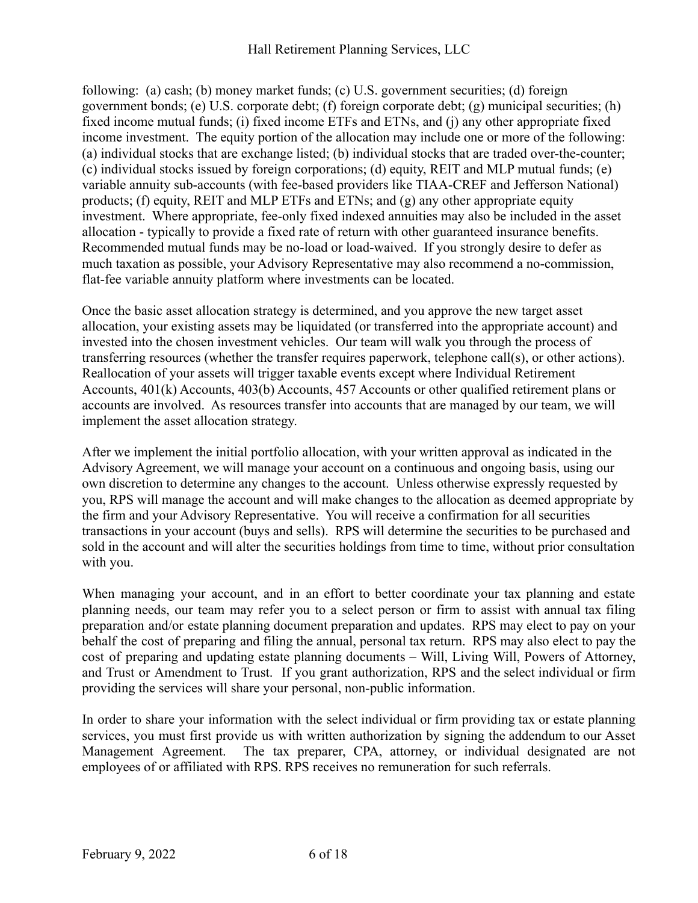following: (a) cash; (b) money market funds; (c) U.S. government securities; (d) foreign government bonds; (e) U.S. corporate debt; (f) foreign corporate debt; (g) municipal securities; (h) fixed income mutual funds; (i) fixed income ETFs and ETNs, and (j) any other appropriate fixed income investment. The equity portion of the allocation may include one or more of the following: (a) individual stocks that are exchange listed; (b) individual stocks that are traded over-the-counter; (c) individual stocks issued by foreign corporations; (d) equity, REIT and MLP mutual funds; (e) variable annuity sub-accounts (with fee-based providers like TIAA-CREF and Jefferson National) products; (f) equity, REIT and MLP ETFs and ETNs; and (g) any other appropriate equity investment. Where appropriate, fee-only fixed indexed annuities may also be included in the asset allocation - typically to provide a fixed rate of return with other guaranteed insurance benefits. Recommended mutual funds may be no-load or load-waived. If you strongly desire to defer as much taxation as possible, your Advisory Representative may also recommend a no-commission, flat-fee variable annuity platform where investments can be located.

Once the basic asset allocation strategy is determined, and you approve the new target asset allocation, your existing assets may be liquidated (or transferred into the appropriate account) and invested into the chosen investment vehicles. Our team will walk you through the process of transferring resources (whether the transfer requires paperwork, telephone call(s), or other actions). Reallocation of your assets will trigger taxable events except where Individual Retirement Accounts, 401(k) Accounts, 403(b) Accounts, 457 Accounts or other qualified retirement plans or accounts are involved. As resources transfer into accounts that are managed by our team, we will implement the asset allocation strategy.

After we implement the initial portfolio allocation, with your written approval as indicated in the Advisory Agreement, we will manage your account on a continuous and ongoing basis, using our own discretion to determine any changes to the account. Unless otherwise expressly requested by you, RPS will manage the account and will make changes to the allocation as deemed appropriate by the firm and your Advisory Representative. You will receive a confirmation for all securities transactions in your account (buys and sells). RPS will determine the securities to be purchased and sold in the account and will alter the securities holdings from time to time, without prior consultation with you.

When managing your account, and in an effort to better coordinate your tax planning and estate planning needs, our team may refer you to a select person or firm to assist with annual tax filing preparation and/or estate planning document preparation and updates. RPS may elect to pay on your behalf the cost of preparing and filing the annual, personal tax return. RPS may also elect to pay the cost of preparing and updating estate planning documents – Will, Living Will, Powers of Attorney, and Trust or Amendment to Trust. If you grant authorization, RPS and the select individual or firm providing the services will share your personal, non-public information.

In order to share your information with the select individual or firm providing tax or estate planning services, you must first provide us with written authorization by signing the addendum to our Asset Management Agreement. The tax preparer, CPA, attorney, or individual designated are not employees of or affiliated with RPS. RPS receives no remuneration for such referrals.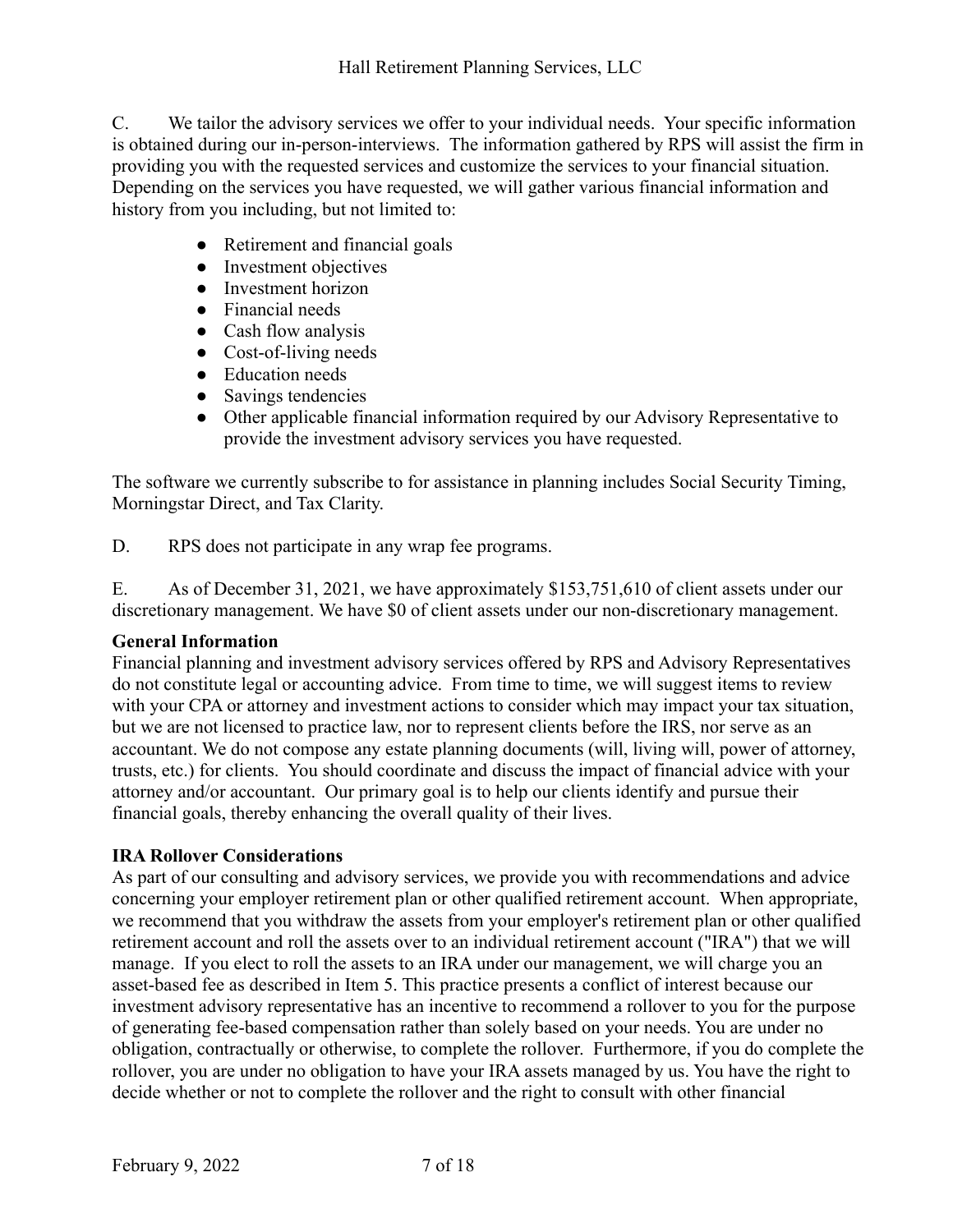C. We tailor the advisory services we offer to your individual needs. Your specific information is obtained during our in-person-interviews. The information gathered by RPS will assist the firm in providing you with the requested services and customize the services to your financial situation. Depending on the services you have requested, we will gather various financial information and history from you including, but not limited to:

- Retirement and financial goals
- Investment objectives
- Investment horizon
- Financial needs
- Cash flow analysis
- Cost-of-living needs
- Education needs
- Savings tendencies
- Other applicable financial information required by our Advisory Representative to provide the investment advisory services you have requested.

The software we currently subscribe to for assistance in planning includes Social Security Timing, Morningstar Direct, and Tax Clarity.

D. RPS does not participate in any wrap fee programs.

E. As of December 31, 2021, we have approximately $153,751,610 of client assets under our discretionary management. We have $0 of client assets under our non-discretionary management.

**General Information**

Financial planning and investment advisory services offered by RPS and Advisory Representatives do not constitute legal or accounting advice. From time to time, we will suggest items to review with your CPA or attorney and investment actions to consider which may impact your tax situation, but we are not licensed to practice law, nor to represent clients before the IRS, nor serve as an accountant. We do not compose any estate planning documents (will, living will, power of attorney, trusts, etc.) for clients. You should coordinate and discuss the impact of financial advice with your attorney and/or accountant. Our primary goal is to help our clients identify and pursue their financial goals, thereby enhancing the overall quality of their lives.

**IRA Rollover Considerations**

As part of our consulting and advisory services, we provide you with recommendations and advice concerning your employer retirement plan or other qualified retirement account. When appropriate, we recommend that you withdraw the assets from your employer's retirement plan or other qualified retirement account and roll the assets over to an individual retirement account ("IRA") that we will manage. If you elect to roll the assets to an IRA under our management, we will charge you an asset-based fee as described in Item 5. This practice presents a conflict of interest because our investment advisory representative has an incentive to recommend a rollover to you for the purpose of generating fee-based compensation rather than solely based on your needs. You are under no obligation, contractually or otherwise, to complete the rollover. Furthermore, if you do complete the rollover, you are under no obligation to have your IRA assets managed by us. You have the right to decide whether or not to complete the rollover and the right to consult with other financial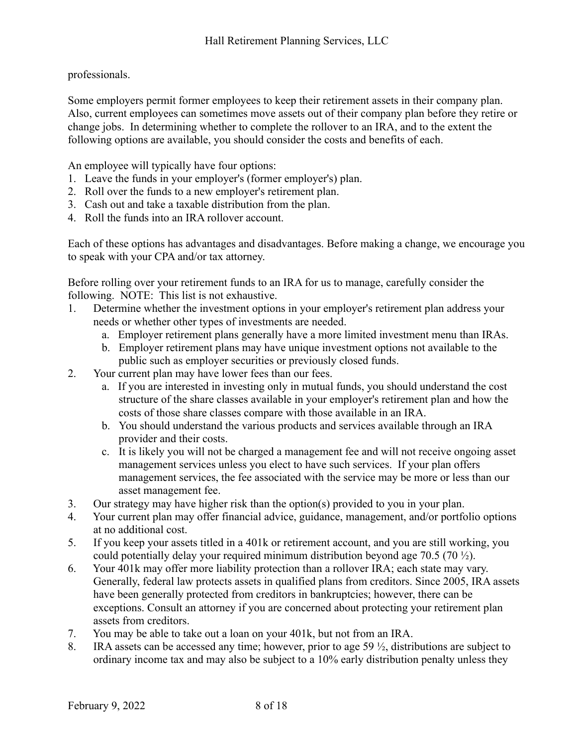professionals.

Some employers permit former employees to keep their retirement assets in their company plan. Also, current employees can sometimes move assets out of their company plan before they retire or change jobs. In determining whether to complete the rollover to an IRA, and to the extent the following options are available, you should consider the costs and benefits of each.

An employee will typically have four options:

1. Leave the funds in your employer's (former employer's) plan.
2. Roll over the funds to a new employer's retirement plan.
3. Cash out and take a taxable distribution from the plan.
4. Roll the funds into an IRA rollover account.

Each of these options has advantages and disadvantages. Before making a change, we encourage you to speak with your CPA and/or tax attorney.

Before rolling over your retirement funds to an IRA for us to manage, carefully consider the following. NOTE: This list is not exhaustive.

1. Determine whether the investment options in your employer's retirement plan address your needs or whether other types of investments are needed.
   a. Employer retirement plans generally have a more limited investment menu than IRAs.
   b. Employer retirement plans may have unique investment options not available to the public such as employer securities or previously closed funds.
2. Your current plan may have lower fees than our fees.
   a. If you are interested in investing only in mutual funds, you should understand the cost structure of the share classes available in your employer's retirement plan and how the costs of those share classes compare with those available in an IRA.
   b. You should understand the various products and services available through an IRA provider and their costs.
   c. It is likely you will not be charged a management fee and will not receive ongoing asset management services unless you elect to have such services. If your plan offers management services, the fee associated with the service may be more or less than our asset management fee.
3. Our strategy may have higher risk than the option(s) provided to you in your plan.
4. Your current plan may offer financial advice, guidance, management, and/or portfolio options at no additional cost.
5. If you keep your assets titled in a 401k or retirement account, and you are still working, you could potentially delay your required minimum distribution beyond age 70.5 (70 ½).
6. Your 401k may offer more liability protection than a rollover IRA; each state may vary. Generally, federal law protects assets in qualified plans from creditors. Since 2005, IRA assets have been generally protected from creditors in bankruptcies; however, there can be exceptions. Consult an attorney if you are concerned about protecting your retirement plan assets from creditors.
7. You may be able to take out a loan on your 401k, but not from an IRA.
8. IRA assets can be accessed any time; however, prior to age 59 ½, distributions are subject to ordinary income tax and may also be subject to a 10% early distribution penalty unless they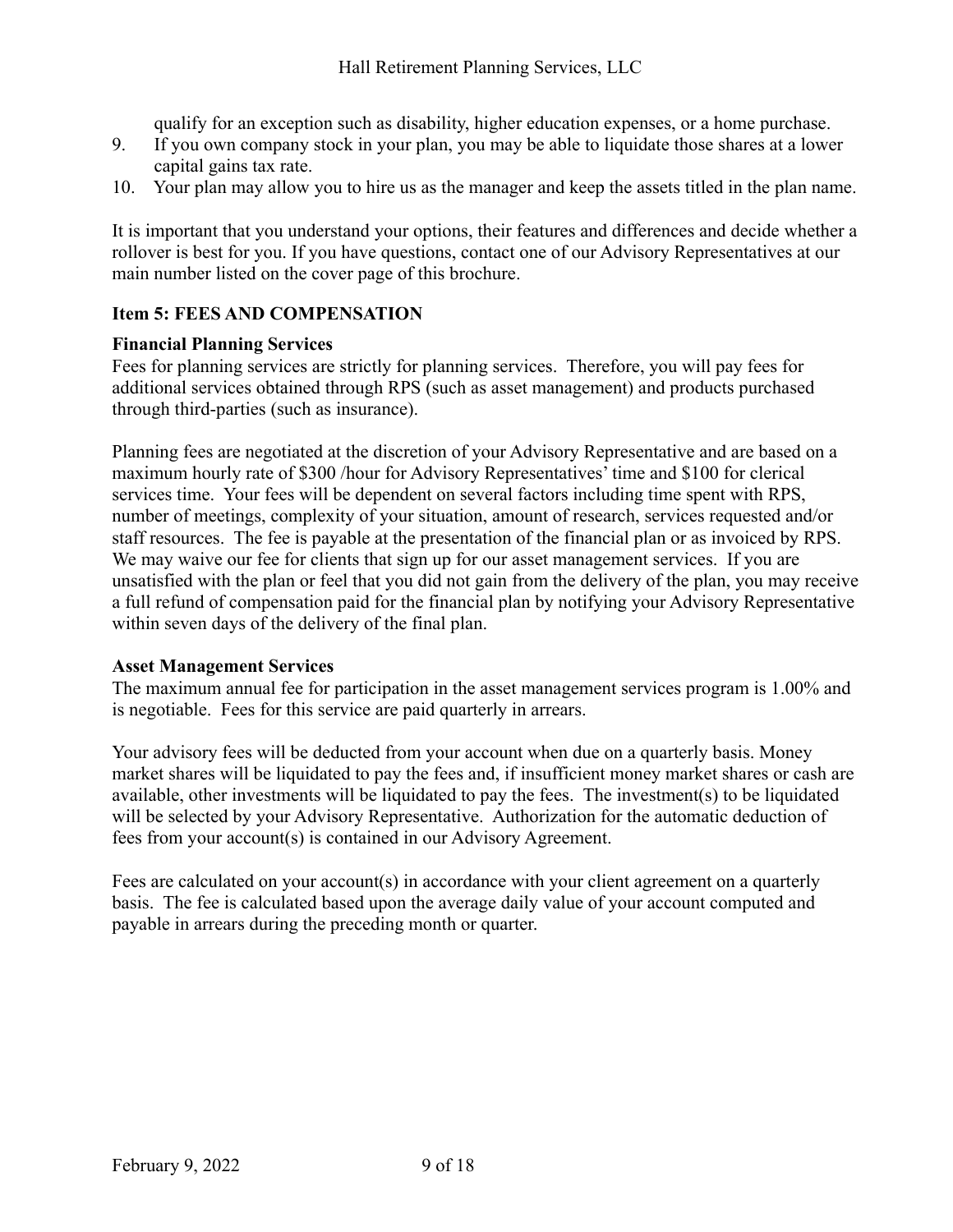qualify for an exception such as disability, higher education expenses, or a home purchase.

9. If you own company stock in your plan, you may be able to liquidate those shares at a lower capital gains tax rate.
10. Your plan may allow you to hire us as the manager and keep the assets titled in the plan name.

It is important that you understand your options, their features and differences and decide whether a rollover is best for you. If you have questions, contact one of our Advisory Representatives at our main number listed on the cover page of this brochure.

## Item 5: FEES AND COMPENSATION

### Financial Planning Services

Fees for planning services are strictly for planning services. Therefore, you will pay fees for additional services obtained through RPS (such as asset management) and products purchased through third-parties (such as insurance).

Planning fees are negotiated at the discretion of your Advisory Representative and are based on a maximum hourly rate of $300 /hour for Advisory Representatives' time and $100 for clerical services time. Your fees will be dependent on several factors including time spent with RPS, number of meetings, complexity of your situation, amount of research, services requested and/or staff resources. The fee is payable at the presentation of the financial plan or as invoiced by RPS. We may waive our fee for clients that sign up for our asset management services. If you are unsatisfied with the plan or feel that you did not gain from the delivery of the plan, you may receive a full refund of compensation paid for the financial plan by notifying your Advisory Representative within seven days of the delivery of the final plan.

### Asset Management Services

The maximum annual fee for participation in the asset management services program is 1.00% and is negotiable. Fees for this service are paid quarterly in arrears.

Your advisory fees will be deducted from your account when due on a quarterly basis. Money market shares will be liquidated to pay the fees and, if insufficient money market shares or cash are available, other investments will be liquidated to pay the fees. The investment(s) to be liquidated will be selected by your Advisory Representative. Authorization for the automatic deduction of fees from your account(s) is contained in our Advisory Agreement.

Fees are calculated on your account(s) in accordance with your client agreement on a quarterly basis. The fee is calculated based upon the average daily value of your account computed and payable in arrears during the preceding month or quarter.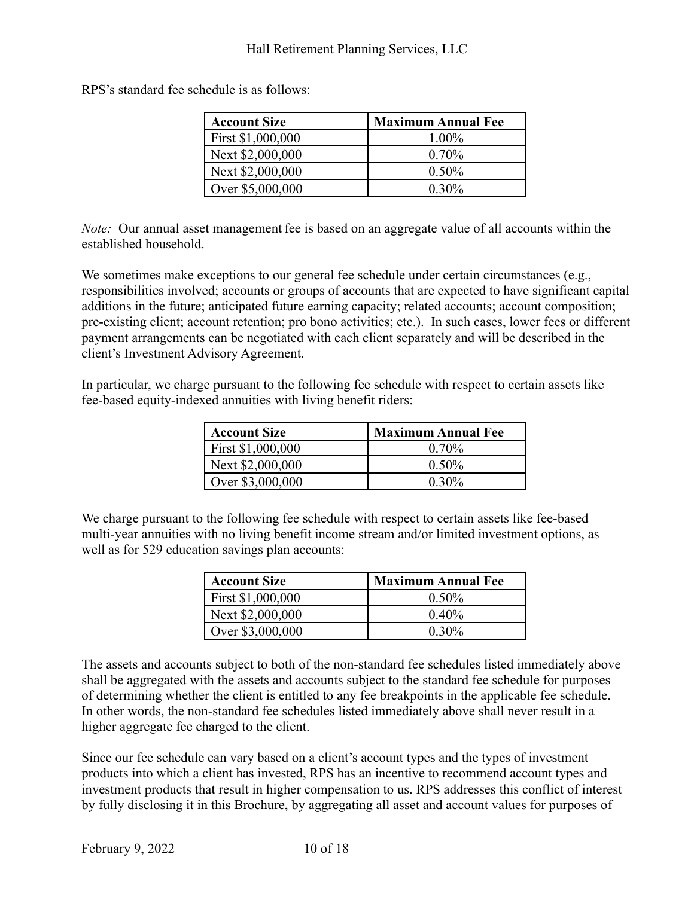RPS's standard fee schedule is as follows:

| Account Size | Maximum Annual Fee |
|---|---|
| First $1,000,000 | 1.00% |
| Next $2,000,000 | 0.70% |
| Next $2,000,000 | 0.50% |
| Over $5,000,000 | 0.30% |

*Note:* Our annual asset management fee is based on an aggregate value of all accounts within the established household.

We sometimes make exceptions to our general fee schedule under certain circumstances (e.g., responsibilities involved; accounts or groups of accounts that are expected to have significant capital additions in the future; anticipated future earning capacity; related accounts; account composition; pre-existing client; account retention; pro bono activities; etc.). In such cases, lower fees or different payment arrangements can be negotiated with each client separately and will be described in the client's Investment Advisory Agreement.

In particular, we charge pursuant to the following fee schedule with respect to certain assets like fee-based equity-indexed annuities with living benefit riders:

| Account Size | Maximum Annual Fee |
|---|---|
| First $1,000,000 | 0.70% |
| Next $2,000,000 | 0.50% |
| Over $3,000,000 | 0.30% |

We charge pursuant to the following fee schedule with respect to certain assets like fee-based multi-year annuities with no living benefit income stream and/or limited investment options, as well as for 529 education savings plan accounts:

| Account Size | Maximum Annual Fee |
|---|---|
| First $1,000,000 | 0.50% |
| Next $2,000,000 | 0.40% |
| Over $3,000,000 | 0.30% |

The assets and accounts subject to both of the non-standard fee schedules listed immediately above shall be aggregated with the assets and accounts subject to the standard fee schedule for purposes of determining whether the client is entitled to any fee breakpoints in the applicable fee schedule. In other words, the non-standard fee schedules listed immediately above shall never result in a higher aggregate fee charged to the client.

Since our fee schedule can vary based on a client's account types and the types of investment products into which a client has invested, RPS has an incentive to recommend account types and investment products that result in higher compensation to us. RPS addresses this conflict of interest by fully disclosing it in this Brochure, by aggregating all asset and account values for purposes of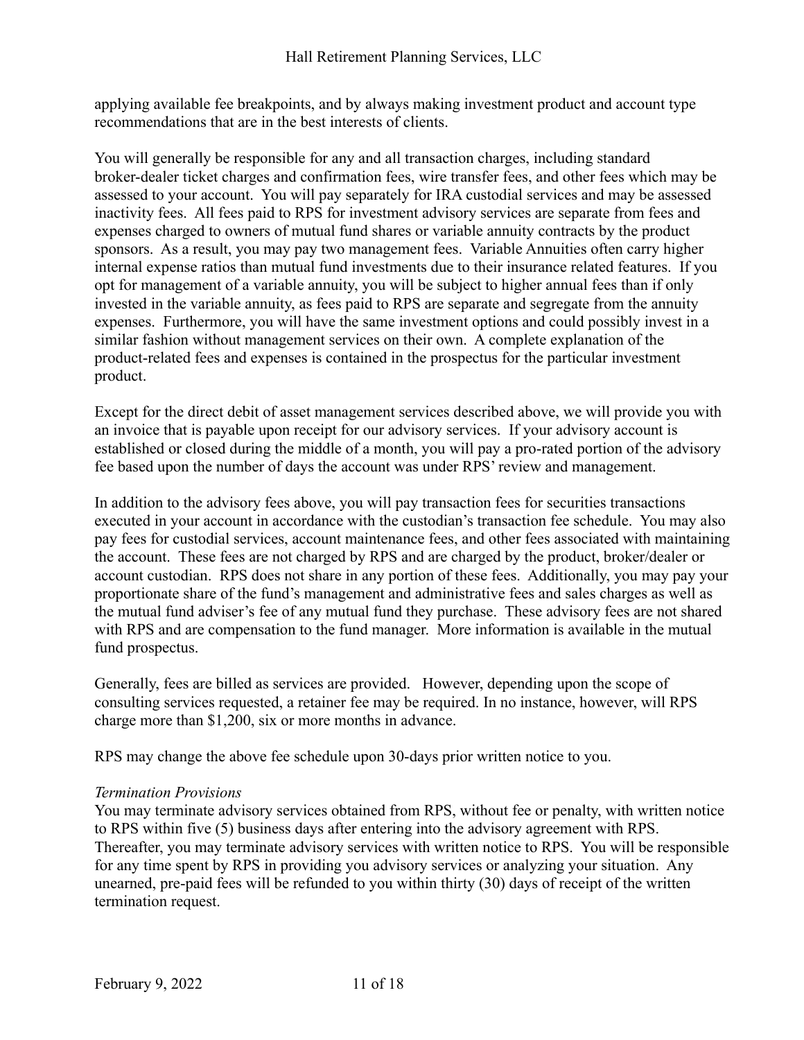applying available fee breakpoints, and by always making investment product and account type recommendations that are in the best interests of clients.

You will generally be responsible for any and all transaction charges, including standard broker-dealer ticket charges and confirmation fees, wire transfer fees, and other fees which may be assessed to your account. You will pay separately for IRA custodial services and may be assessed inactivity fees. All fees paid to RPS for investment advisory services are separate from fees and expenses charged to owners of mutual fund shares or variable annuity contracts by the product sponsors. As a result, you may pay two management fees. Variable Annuities often carry higher internal expense ratios than mutual fund investments due to their insurance related features. If you opt for management of a variable annuity, you will be subject to higher annual fees than if only invested in the variable annuity, as fees paid to RPS are separate and segregate from the annuity expenses. Furthermore, you will have the same investment options and could possibly invest in a similar fashion without management services on their own. A complete explanation of the product-related fees and expenses is contained in the prospectus for the particular investment product.

Except for the direct debit of asset management services described above, we will provide you with an invoice that is payable upon receipt for our advisory services. If your advisory account is established or closed during the middle of a month, you will pay a pro-rated portion of the advisory fee based upon the number of days the account was under RPS' review and management.

In addition to the advisory fees above, you will pay transaction fees for securities transactions executed in your account in accordance with the custodian's transaction fee schedule. You may also pay fees for custodial services, account maintenance fees, and other fees associated with maintaining the account. These fees are not charged by RPS and are charged by the product, broker/dealer or account custodian. RPS does not share in any portion of these fees. Additionally, you may pay your proportionate share of the fund's management and administrative fees and sales charges as well as the mutual fund adviser's fee of any mutual fund they purchase. These advisory fees are not shared with RPS and are compensation to the fund manager. More information is available in the mutual fund prospectus.

Generally, fees are billed as services are provided. However, depending upon the scope of consulting services requested, a retainer fee may be required. In no instance, however, will RPS charge more than $1,200, six or more months in advance.

RPS may change the above fee schedule upon 30-days prior written notice to you.

*Termination Provisions*

You may terminate advisory services obtained from RPS, without fee or penalty, with written notice to RPS within five (5) business days after entering into the advisory agreement with RPS. Thereafter, you may terminate advisory services with written notice to RPS. You will be responsible for any time spent by RPS in providing you advisory services or analyzing your situation. Any unearned, pre-paid fees will be refunded to you within thirty (30) days of receipt of the written termination request.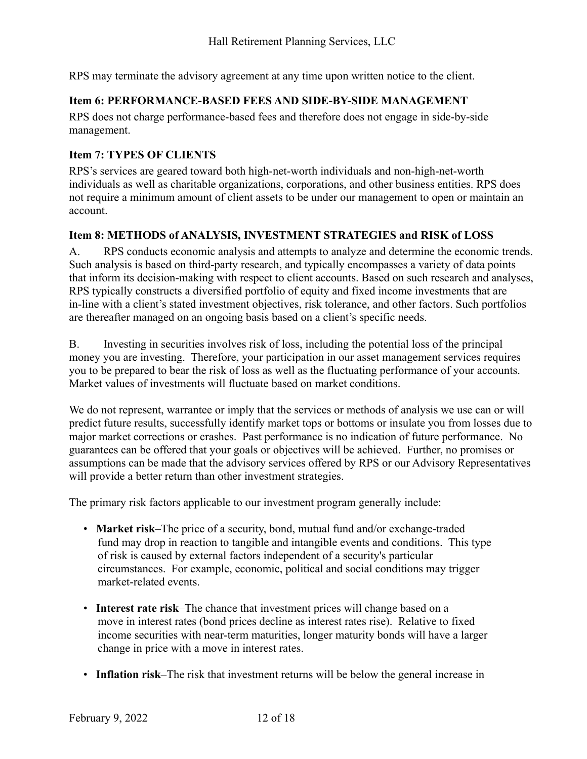RPS may terminate the advisory agreement at any time upon written notice to the client.

## Item 6: PERFORMANCE-BASED FEES AND SIDE-BY-SIDE MANAGEMENT

RPS does not charge performance-based fees and therefore does not engage in side-by-side management.

## Item 7: TYPES OF CLIENTS

RPS's services are geared toward both high-net-worth individuals and non-high-net-worth individuals as well as charitable organizations, corporations, and other business entities. RPS does not require a minimum amount of client assets to be under our management to open or maintain an account.

## Item 8: METHODS of ANALYSIS, INVESTMENT STRATEGIES and RISK of LOSS

A. RPS conducts economic analysis and attempts to analyze and determine the economic trends. Such analysis is based on third-party research, and typically encompasses a variety of data points that inform its decision-making with respect to client accounts. Based on such research and analyses, RPS typically constructs a diversified portfolio of equity and fixed income investments that are in-line with a client's stated investment objectives, risk tolerance, and other factors. Such portfolios are thereafter managed on an ongoing basis based on a client's specific needs.

B. Investing in securities involves risk of loss, including the potential loss of the principal money you are investing. Therefore, your participation in our asset management services requires you to be prepared to bear the risk of loss as well as the fluctuating performance of your accounts. Market values of investments will fluctuate based on market conditions.

We do not represent, warrantee or imply that the services or methods of analysis we use can or will predict future results, successfully identify market tops or bottoms or insulate you from losses due to major market corrections or crashes. Past performance is no indication of future performance. No guarantees can be offered that your goals or objectives will be achieved. Further, no promises or assumptions can be made that the advisory services offered by RPS or our Advisory Representatives will provide a better return than other investment strategies.

The primary risk factors applicable to our investment program generally include:

- **Market risk**–The price of a security, bond, mutual fund and/or exchange-traded fund may drop in reaction to tangible and intangible events and conditions. This type of risk is caused by external factors independent of a security's particular circumstances. For example, economic, political and social conditions may trigger market-related events.
- **Interest rate risk**–The chance that investment prices will change based on a move in interest rates (bond prices decline as interest rates rise). Relative to fixed income securities with near-term maturities, longer maturity bonds will have a larger change in price with a move in interest rates.
- **Inflation risk**–The risk that investment returns will be below the general increase in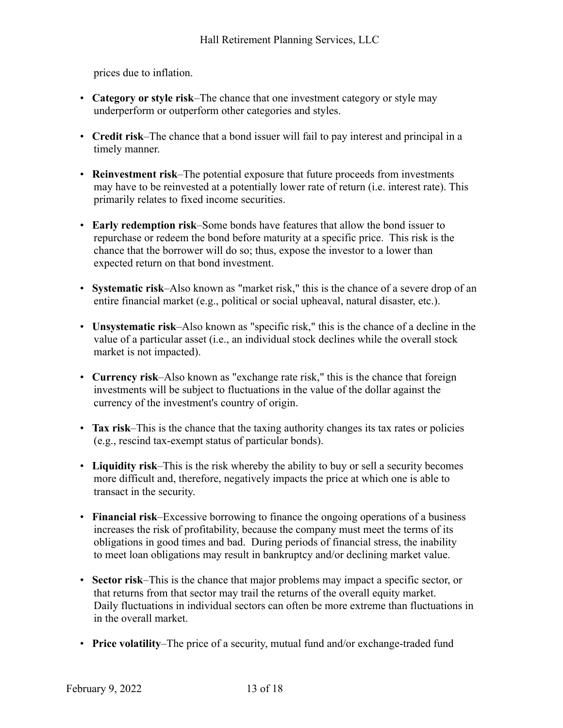prices due to inflation.

- **Category or style risk**–The chance that one investment category or style may underperform or outperform other categories and styles.

- **Credit risk**–The chance that a bond issuer will fail to pay interest and principal in a timely manner.

- **Reinvestment risk**–The potential exposure that future proceeds from investments may have to be reinvested at a potentially lower rate of return (i.e. interest rate). This primarily relates to fixed income securities.

- **Early redemption risk**–Some bonds have features that allow the bond issuer to repurchase or redeem the bond before maturity at a specific price. This risk is the chance that the borrower will do so; thus, expose the investor to a lower than expected return on that bond investment.

- **Systematic risk**–Also known as "market risk," this is the chance of a severe drop of an entire financial market (e.g., political or social upheaval, natural disaster, etc.).

- **Unsystematic risk**–Also known as "specific risk," this is the chance of a decline in the value of a particular asset (i.e., an individual stock declines while the overall stock market is not impacted).

- **Currency risk**–Also known as "exchange rate risk," this is the chance that foreign investments will be subject to fluctuations in the value of the dollar against the currency of the investment's country of origin.

- **Tax risk**–This is the chance that the taxing authority changes its tax rates or policies (e.g., rescind tax-exempt status of particular bonds).

- **Liquidity risk**–This is the risk whereby the ability to buy or sell a security becomes more difficult and, therefore, negatively impacts the price at which one is able to transact in the security.

- **Financial risk**–Excessive borrowing to finance the ongoing operations of a business increases the risk of profitability, because the company must meet the terms of its obligations in good times and bad. During periods of financial stress, the inability to meet loan obligations may result in bankruptcy and/or declining market value.

- **Sector risk**–This is the chance that major problems may impact a specific sector, or that returns from that sector may trail the returns of the overall equity market. Daily fluctuations in individual sectors can often be more extreme than fluctuations in in the overall market.

- **Price volatility**–The price of a security, mutual fund and/or exchange-traded fund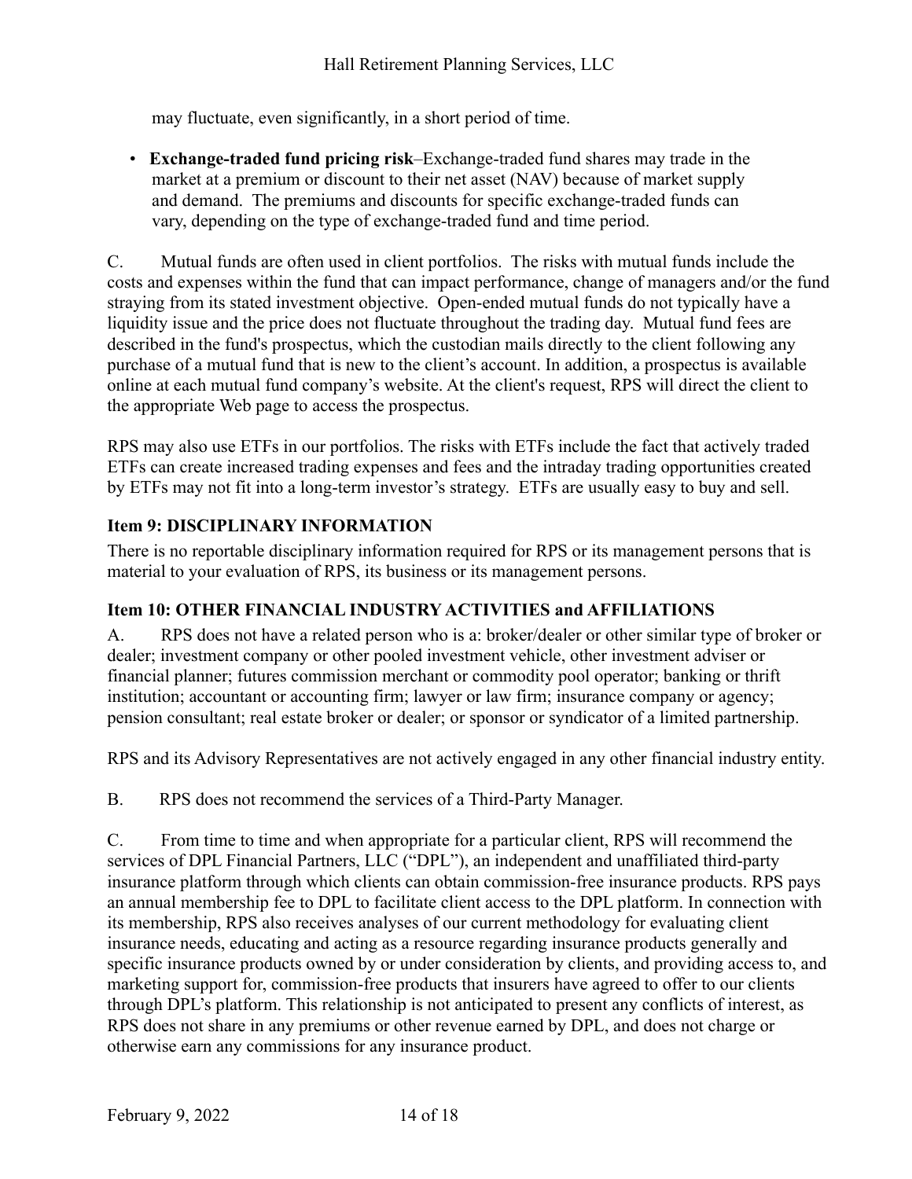may fluctuate, even significantly, in a short period of time.

- **Exchange-traded fund pricing risk**–Exchange-traded fund shares may trade in the market at a premium or discount to their net asset (NAV) because of market supply and demand. The premiums and discounts for specific exchange-traded funds can vary, depending on the type of exchange-traded fund and time period.

C. Mutual funds are often used in client portfolios. The risks with mutual funds include the costs and expenses within the fund that can impact performance, change of managers and/or the fund straying from its stated investment objective. Open-ended mutual funds do not typically have a liquidity issue and the price does not fluctuate throughout the trading day. Mutual fund fees are described in the fund's prospectus, which the custodian mails directly to the client following any purchase of a mutual fund that is new to the client's account. In addition, a prospectus is available online at each mutual fund company's website. At the client's request, RPS will direct the client to the appropriate Web page to access the prospectus.

RPS may also use ETFs in our portfolios. The risks with ETFs include the fact that actively traded ETFs can create increased trading expenses and fees and the intraday trading opportunities created by ETFs may not fit into a long-term investor's strategy. ETFs are usually easy to buy and sell.

## Item 9: DISCIPLINARY INFORMATION

There is no reportable disciplinary information required for RPS or its management persons that is material to your evaluation of RPS, its business or its management persons.

## Item 10: OTHER FINANCIAL INDUSTRY ACTIVITIES and AFFILIATIONS

A. RPS does not have a related person who is a: broker/dealer or other similar type of broker or dealer; investment company or other pooled investment vehicle, other investment adviser or financial planner; futures commission merchant or commodity pool operator; banking or thrift institution; accountant or accounting firm; lawyer or law firm; insurance company or agency; pension consultant; real estate broker or dealer; or sponsor or syndicator of a limited partnership.

RPS and its Advisory Representatives are not actively engaged in any other financial industry entity.

B. RPS does not recommend the services of a Third-Party Manager.

C. From time to time and when appropriate for a particular client, RPS will recommend the services of DPL Financial Partners, LLC ("DPL"), an independent and unaffiliated third-party insurance platform through which clients can obtain commission-free insurance products. RPS pays an annual membership fee to DPL to facilitate client access to the DPL platform. In connection with its membership, RPS also receives analyses of our current methodology for evaluating client insurance needs, educating and acting as a resource regarding insurance products generally and specific insurance products owned by or under consideration by clients, and providing access to, and marketing support for, commission-free products that insurers have agreed to offer to our clients through DPL's platform. This relationship is not anticipated to present any conflicts of interest, as RPS does not share in any premiums or other revenue earned by DPL, and does not charge or otherwise earn any commissions for any insurance product.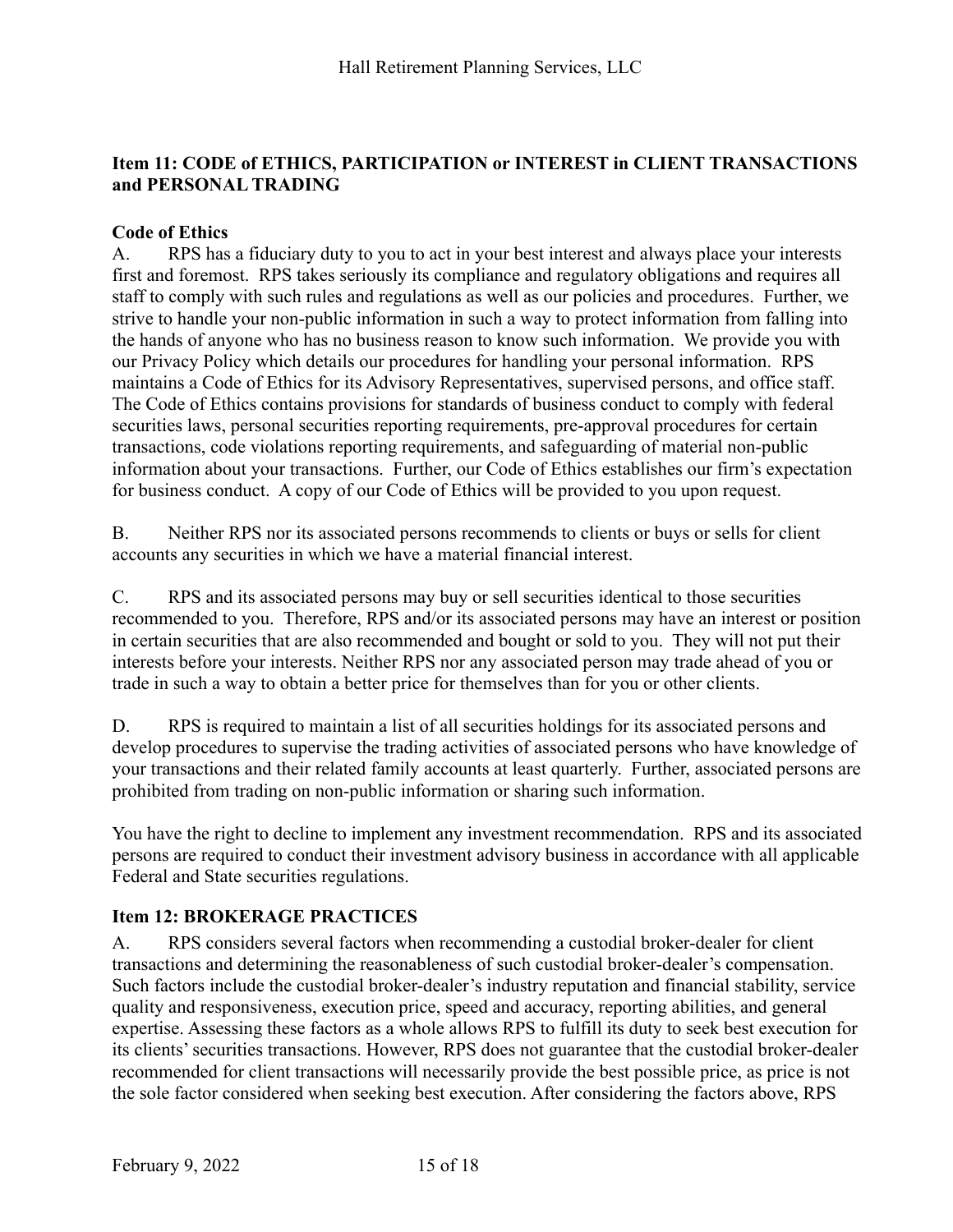## Item 11: CODE of ETHICS, PARTICIPATION or INTEREST in CLIENT TRANSACTIONS and PERSONAL TRADING

### Code of Ethics

A. RPS has a fiduciary duty to you to act in your best interest and always place your interests first and foremost. RPS takes seriously its compliance and regulatory obligations and requires all staff to comply with such rules and regulations as well as our policies and procedures. Further, we strive to handle your non-public information in such a way to protect information from falling into the hands of anyone who has no business reason to know such information. We provide you with our Privacy Policy which details our procedures for handling your personal information. RPS maintains a Code of Ethics for its Advisory Representatives, supervised persons, and office staff. The Code of Ethics contains provisions for standards of business conduct to comply with federal securities laws, personal securities reporting requirements, pre-approval procedures for certain transactions, code violations reporting requirements, and safeguarding of material non-public information about your transactions. Further, our Code of Ethics establishes our firm's expectation for business conduct. A copy of our Code of Ethics will be provided to you upon request.

B. Neither RPS nor its associated persons recommends to clients or buys or sells for client accounts any securities in which we have a material financial interest.

C. RPS and its associated persons may buy or sell securities identical to those securities recommended to you. Therefore, RPS and/or its associated persons may have an interest or position in certain securities that are also recommended and bought or sold to you. They will not put their interests before your interests. Neither RPS nor any associated person may trade ahead of you or trade in such a way to obtain a better price for themselves than for you or other clients.

D. RPS is required to maintain a list of all securities holdings for its associated persons and develop procedures to supervise the trading activities of associated persons who have knowledge of your transactions and their related family accounts at least quarterly. Further, associated persons are prohibited from trading on non-public information or sharing such information.

You have the right to decline to implement any investment recommendation. RPS and its associated persons are required to conduct their investment advisory business in accordance with all applicable Federal and State securities regulations.

## Item 12: BROKERAGE PRACTICES

A. RPS considers several factors when recommending a custodial broker-dealer for client transactions and determining the reasonableness of such custodial broker-dealer's compensation. Such factors include the custodial broker-dealer's industry reputation and financial stability, service quality and responsiveness, execution price, speed and accuracy, reporting abilities, and general expertise. Assessing these factors as a whole allows RPS to fulfill its duty to seek best execution for its clients' securities transactions. However, RPS does not guarantee that the custodial broker-dealer recommended for client transactions will necessarily provide the best possible price, as price is not the sole factor considered when seeking best execution. After considering the factors above, RPS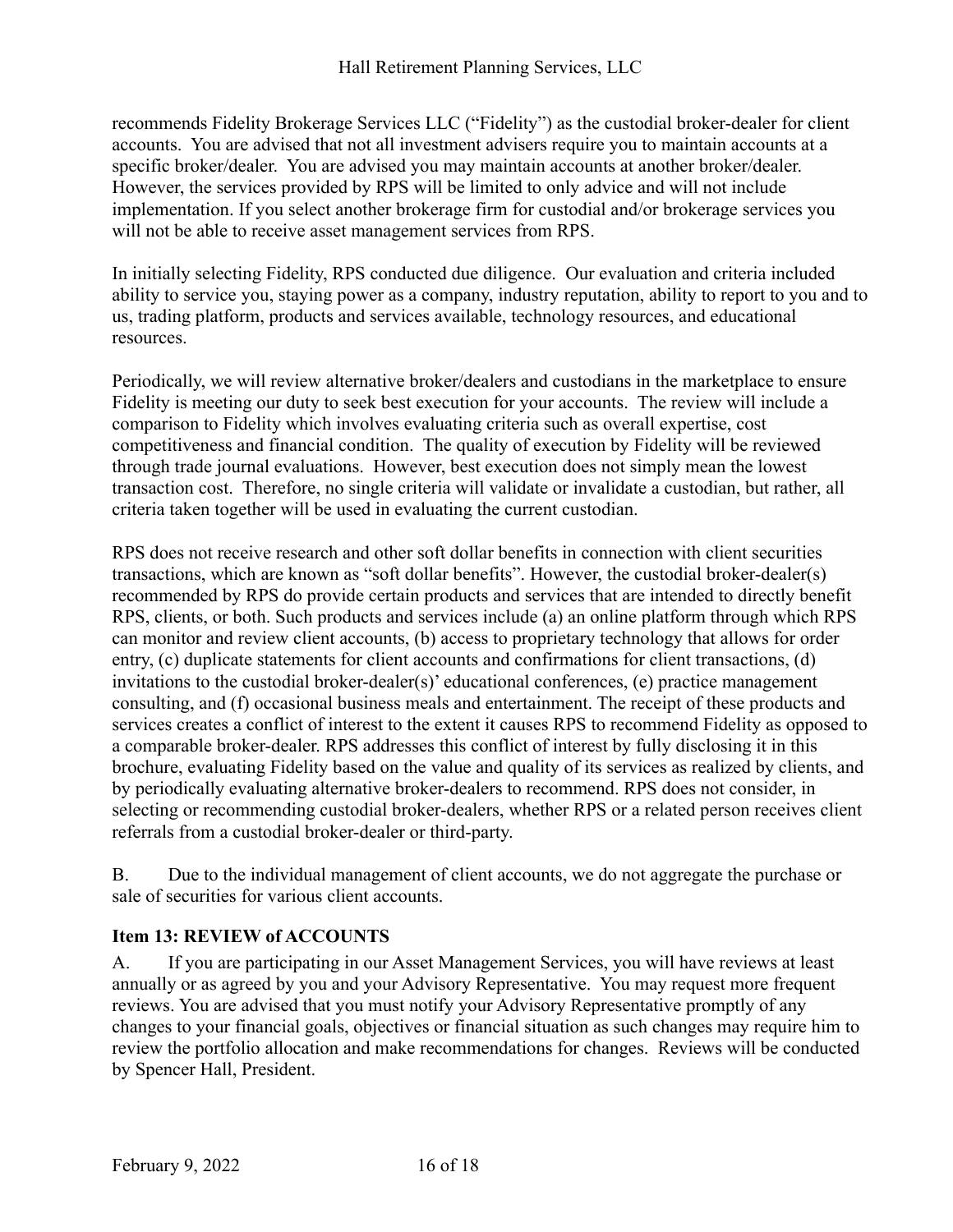recommends Fidelity Brokerage Services LLC ("Fidelity") as the custodial broker-dealer for client accounts. You are advised that not all investment advisers require you to maintain accounts at a specific broker/dealer. You are advised you may maintain accounts at another broker/dealer. However, the services provided by RPS will be limited to only advice and will not include implementation. If you select another brokerage firm for custodial and/or brokerage services you will not be able to receive asset management services from RPS.

In initially selecting Fidelity, RPS conducted due diligence. Our evaluation and criteria included ability to service you, staying power as a company, industry reputation, ability to report to you and to us, trading platform, products and services available, technology resources, and educational resources.

Periodically, we will review alternative broker/dealers and custodians in the marketplace to ensure Fidelity is meeting our duty to seek best execution for your accounts. The review will include a comparison to Fidelity which involves evaluating criteria such as overall expertise, cost competitiveness and financial condition. The quality of execution by Fidelity will be reviewed through trade journal evaluations. However, best execution does not simply mean the lowest transaction cost. Therefore, no single criteria will validate or invalidate a custodian, but rather, all criteria taken together will be used in evaluating the current custodian.

RPS does not receive research and other soft dollar benefits in connection with client securities transactions, which are known as "soft dollar benefits". However, the custodial broker-dealer(s) recommended by RPS do provide certain products and services that are intended to directly benefit RPS, clients, or both. Such products and services include (a) an online platform through which RPS can monitor and review client accounts, (b) access to proprietary technology that allows for order entry, (c) duplicate statements for client accounts and confirmations for client transactions, (d) invitations to the custodial broker-dealer(s)' educational conferences, (e) practice management consulting, and (f) occasional business meals and entertainment. The receipt of these products and services creates a conflict of interest to the extent it causes RPS to recommend Fidelity as opposed to a comparable broker-dealer. RPS addresses this conflict of interest by fully disclosing it in this brochure, evaluating Fidelity based on the value and quality of its services as realized by clients, and by periodically evaluating alternative broker-dealers to recommend. RPS does not consider, in selecting or recommending custodial broker-dealers, whether RPS or a related person receives client referrals from a custodial broker-dealer or third-party.

B. Due to the individual management of client accounts, we do not aggregate the purchase or sale of securities for various client accounts.

## Item 13: REVIEW of ACCOUNTS

A. If you are participating in our Asset Management Services, you will have reviews at least annually or as agreed by you and your Advisory Representative. You may request more frequent reviews. You are advised that you must notify your Advisory Representative promptly of any changes to your financial goals, objectives or financial situation as such changes may require him to review the portfolio allocation and make recommendations for changes. Reviews will be conducted by Spencer Hall, President.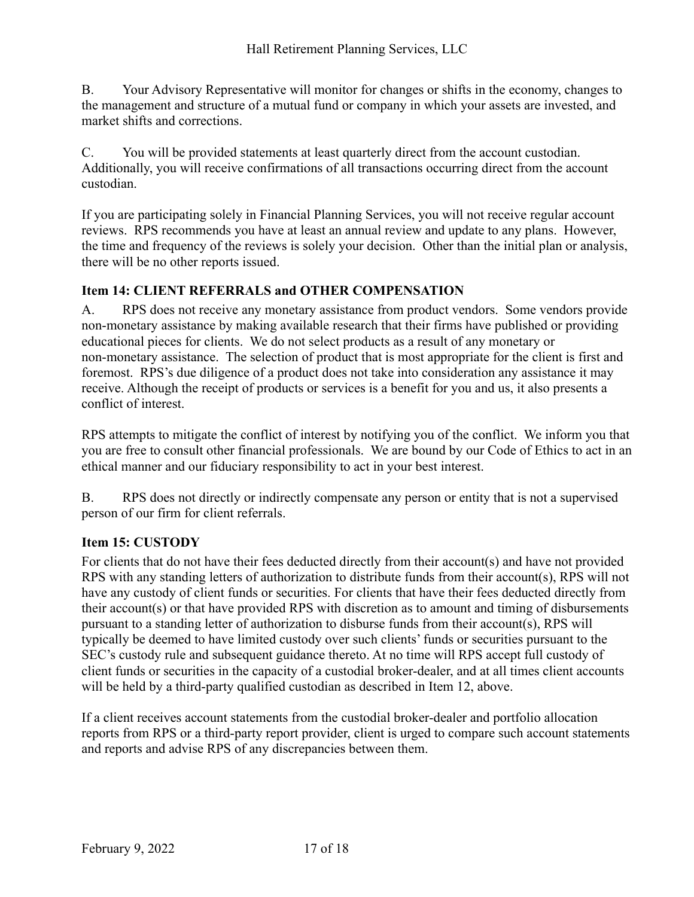B. Your Advisory Representative will monitor for changes or shifts in the economy, changes to the management and structure of a mutual fund or company in which your assets are invested, and market shifts and corrections.

C. You will be provided statements at least quarterly direct from the account custodian. Additionally, you will receive confirmations of all transactions occurring direct from the account custodian.

If you are participating solely in Financial Planning Services, you will not receive regular account reviews. RPS recommends you have at least an annual review and update to any plans. However, the time and frequency of the reviews is solely your decision. Other than the initial plan or analysis, there will be no other reports issued.

## Item 14: CLIENT REFERRALS and OTHER COMPENSATION

A. RPS does not receive any monetary assistance from product vendors. Some vendors provide non-monetary assistance by making available research that their firms have published or providing educational pieces for clients. We do not select products as a result of any monetary or non-monetary assistance. The selection of product that is most appropriate for the client is first and foremost. RPS's due diligence of a product does not take into consideration any assistance it may receive. Although the receipt of products or services is a benefit for you and us, it also presents a conflict of interest.

RPS attempts to mitigate the conflict of interest by notifying you of the conflict. We inform you that you are free to consult other financial professionals. We are bound by our Code of Ethics to act in an ethical manner and our fiduciary responsibility to act in your best interest.

B. RPS does not directly or indirectly compensate any person or entity that is not a supervised person of our firm for client referrals.

## Item 15: CUSTODY

For clients that do not have their fees deducted directly from their account(s) and have not provided RPS with any standing letters of authorization to distribute funds from their account(s), RPS will not have any custody of client funds or securities. For clients that have their fees deducted directly from their account(s) or that have provided RPS with discretion as to amount and timing of disbursements pursuant to a standing letter of authorization to disburse funds from their account(s), RPS will typically be deemed to have limited custody over such clients' funds or securities pursuant to the SEC's custody rule and subsequent guidance thereto. At no time will RPS accept full custody of client funds or securities in the capacity of a custodial broker-dealer, and at all times client accounts will be held by a third-party qualified custodian as described in Item 12, above.

If a client receives account statements from the custodial broker-dealer and portfolio allocation reports from RPS or a third-party report provider, client is urged to compare such account statements and reports and advise RPS of any discrepancies between them.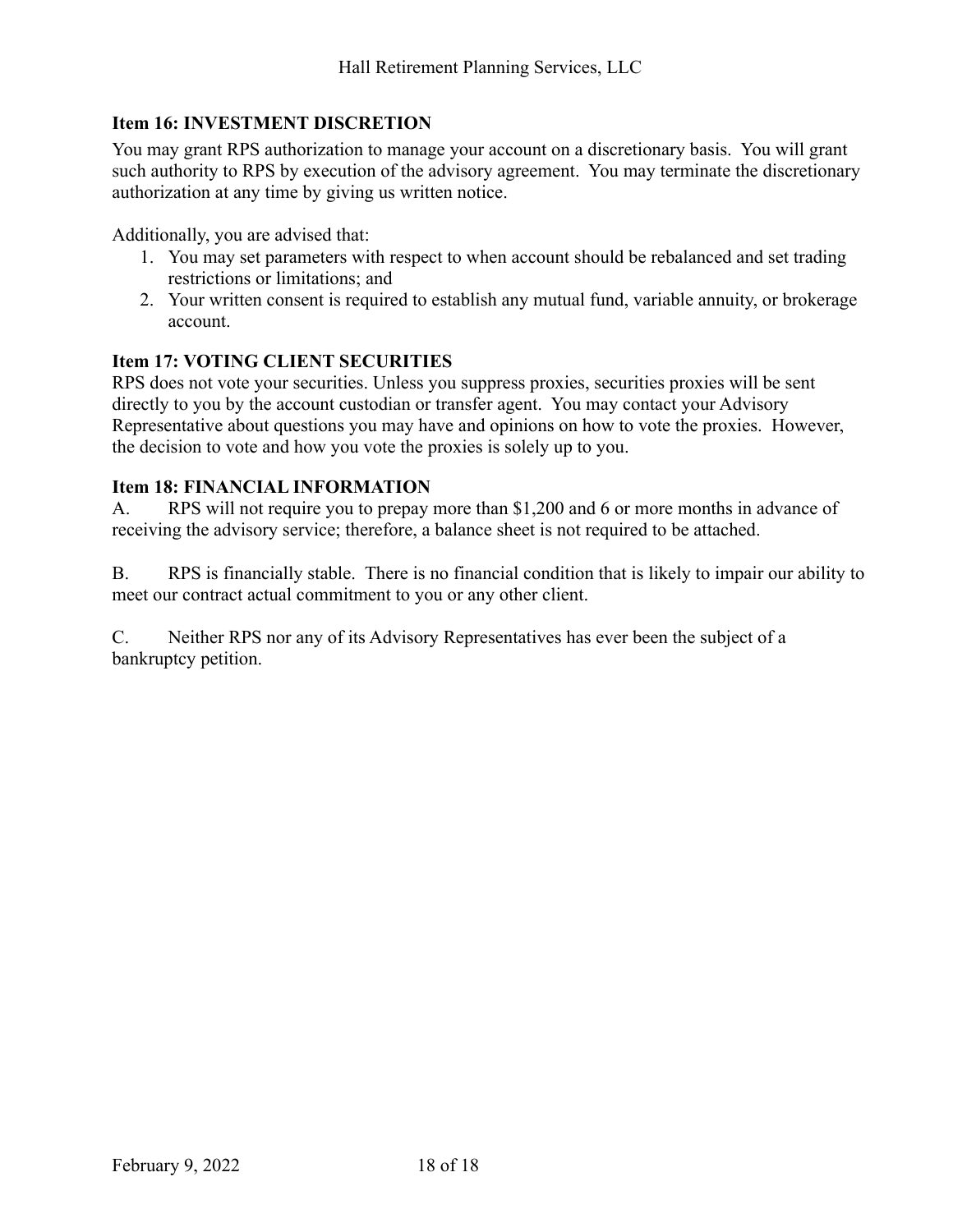## Item 16: INVESTMENT DISCRETION

You may grant RPS authorization to manage your account on a discretionary basis. You will grant such authority to RPS by execution of the advisory agreement. You may terminate the discretionary authorization at any time by giving us written notice.

Additionally, you are advised that:

1. You may set parameters with respect to when account should be rebalanced and set trading restrictions or limitations; and
2. Your written consent is required to establish any mutual fund, variable annuity, or brokerage account.

## Item 17: VOTING CLIENT SECURITIES

RPS does not vote your securities. Unless you suppress proxies, securities proxies will be sent directly to you by the account custodian or transfer agent. You may contact your Advisory Representative about questions you may have and opinions on how to vote the proxies. However, the decision to vote and how you vote the proxies is solely up to you.

## Item 18: FINANCIAL INFORMATION

A. RPS will not require you to prepay more than $1,200 and 6 or more months in advance of receiving the advisory service; therefore, a balance sheet is not required to be attached.

B. RPS is financially stable. There is no financial condition that is likely to impair our ability to meet our contract actual commitment to you or any other client.

C. Neither RPS nor any of its Advisory Representatives has ever been the subject of a bankruptcy petition.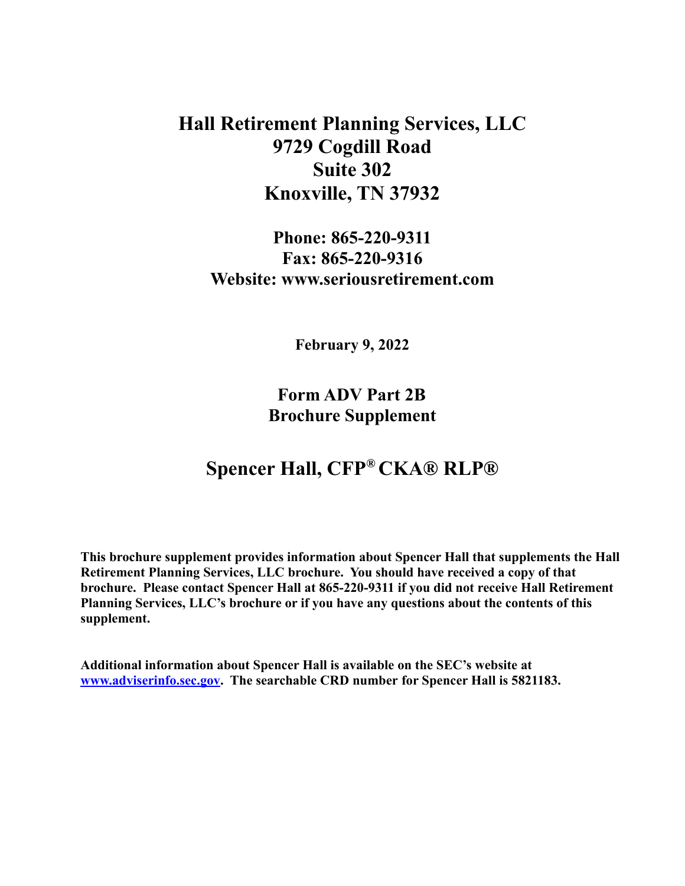# Hall Retirement Planning Services, LLC
# 9729 Cogdill Road
# Suite 302
# Knoxville, TN 37932

**Phone: 865-220-9311**
**Fax: 865-220-9316**
**Website: www.seriousretirement.com**

**February 9, 2022**

## Form ADV Part 2B
## Brochure Supplement

## Spencer Hall, CFP® CKA® RLP®

**This brochure supplement provides information about Spencer Hall that supplements the Hall Retirement Planning Services, LLC brochure. You should have received a copy of that brochure. Please contact Spencer Hall at 865-220-9311 if you did not receive Hall Retirement Planning Services, LLC's brochure or if you have any questions about the contents of this supplement.**

**Additional information about Spencer Hall is available on the SEC's website at [www.adviserinfo.sec.gov](http://www.adviserinfo.sec.gov). The searchable CRD number for Spencer Hall is 5821183.**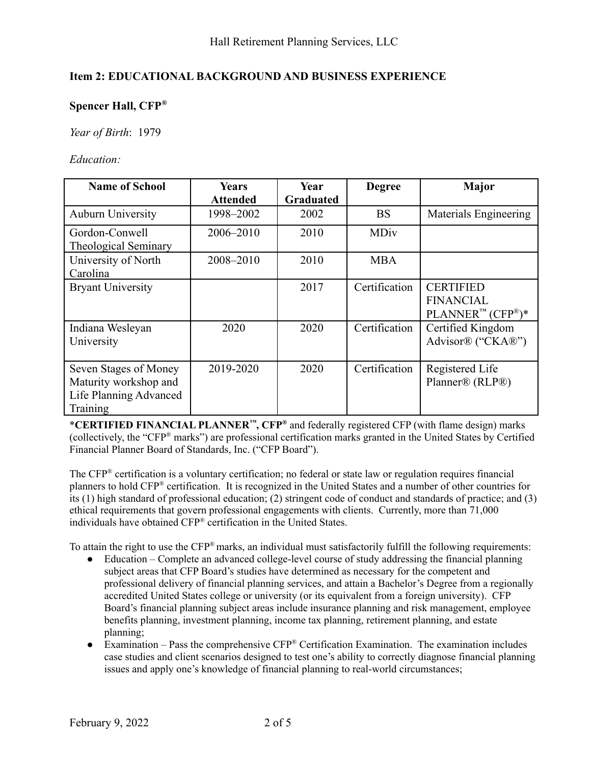## Item 2: EDUCATIONAL BACKGROUND AND BUSINESS EXPERIENCE

### Spencer Hall, CFP®

*Year of Birth*: 1979

*Education:*

| Name of School | Years Attended | Year Graduated | Degree | Major |
|---|---|---|---|---|
| Auburn University | 1998–2002 | 2002 | BS | Materials Engineering |
| Gordon-Conwell Theological Seminary | 2006–2010 | 2010 | MDiv | |
| University of North Carolina | 2008–2010 | 2010 | MBA | |
| Bryant University | | 2017 | Certification | CERTIFIED FINANCIAL PLANNER™ (CFP®)* |
| Indiana Wesleyan University | 2020 | 2020 | Certification | Certified Kingdom Advisor® ("CKA®") |
| Seven Stages of Money Maturity workshop and Life Planning Advanced Training | 2019-2020 | 2020 | Certification | Registered Life Planner® (RLP®) |

***CERTIFIED FINANCIAL PLANNER™, CFP®** and federally registered CFP (with flame design) marks (collectively, the "CFP® marks") are professional certification marks granted in the United States by Certified Financial Planner Board of Standards, Inc. ("CFP Board").

The CFP® certification is a voluntary certification; no federal or state law or regulation requires financial planners to hold CFP® certification. It is recognized in the United States and a number of other countries for its (1) high standard of professional education; (2) stringent code of conduct and standards of practice; and (3) ethical requirements that govern professional engagements with clients. Currently, more than 71,000 individuals have obtained CFP® certification in the United States.

To attain the right to use the CFP® marks, an individual must satisfactorily fulfill the following requirements:

- Education – Complete an advanced college-level course of study addressing the financial planning subject areas that CFP Board's studies have determined as necessary for the competent and professional delivery of financial planning services, and attain a Bachelor's Degree from a regionally accredited United States college or university (or its equivalent from a foreign university). CFP Board's financial planning subject areas include insurance planning and risk management, employee benefits planning, investment planning, income tax planning, retirement planning, and estate planning;
- Examination – Pass the comprehensive CFP® Certification Examination. The examination includes case studies and client scenarios designed to test one's ability to correctly diagnose financial planning issues and apply one's knowledge of financial planning to real-world circumstances;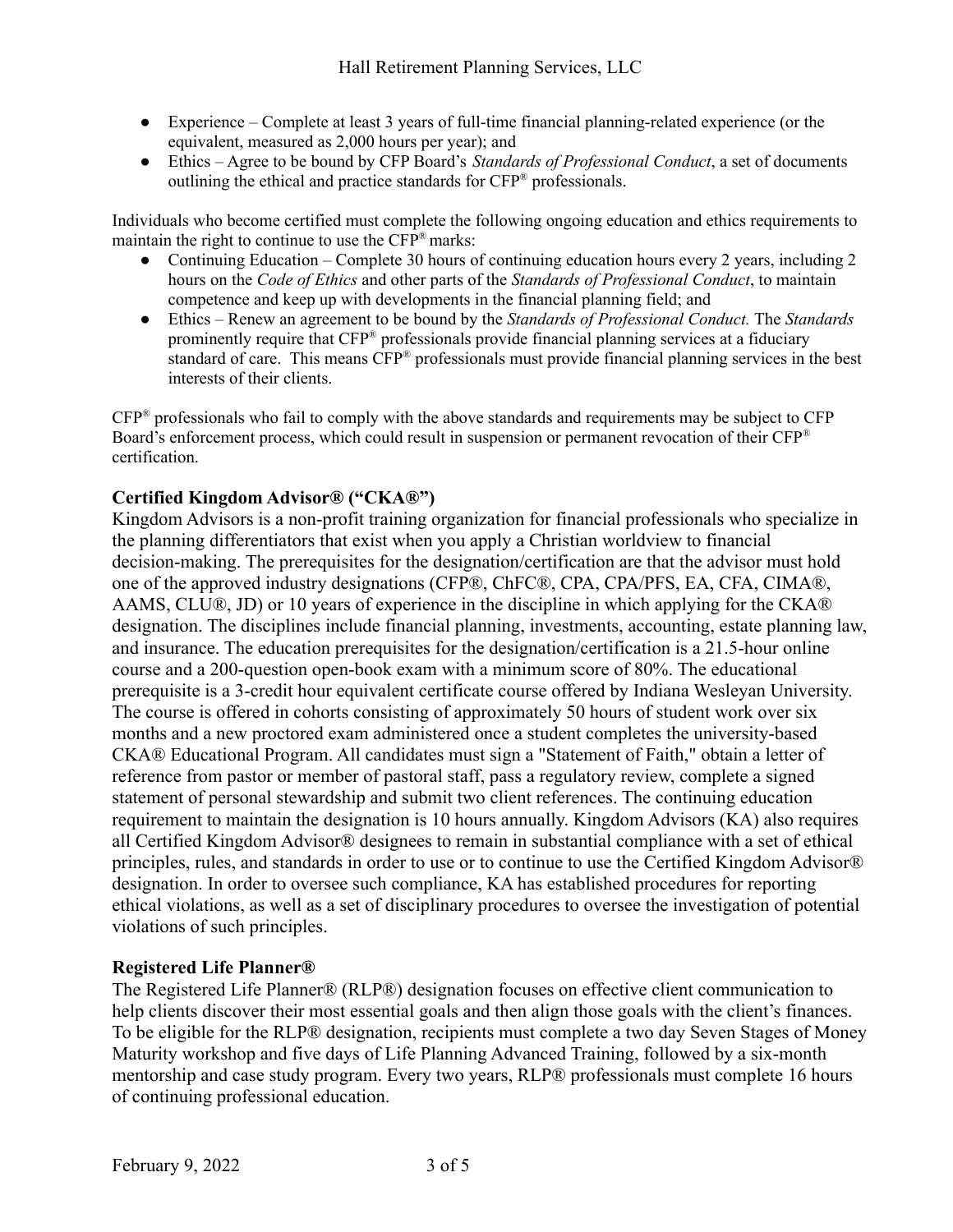- Experience – Complete at least 3 years of full-time financial planning-related experience (or the equivalent, measured as 2,000 hours per year); and
- Ethics – Agree to be bound by CFP Board's *Standards of Professional Conduct*, a set of documents outlining the ethical and practice standards for CFP® professionals.

Individuals who become certified must complete the following ongoing education and ethics requirements to maintain the right to continue to use the CFP® marks:

- Continuing Education – Complete 30 hours of continuing education hours every 2 years, including 2 hours on the *Code of Ethics* and other parts of the *Standards of Professional Conduct*, to maintain competence and keep up with developments in the financial planning field; and
- Ethics – Renew an agreement to be bound by the *Standards of Professional Conduct.* The *Standards* prominently require that CFP® professionals provide financial planning services at a fiduciary standard of care. This means CFP® professionals must provide financial planning services in the best interests of their clients.

CFP® professionals who fail to comply with the above standards and requirements may be subject to CFP Board's enforcement process, which could result in suspension or permanent revocation of their CFP® certification.

**Certified Kingdom Advisor® ("CKA®")**

Kingdom Advisors is a non-profit training organization for financial professionals who specialize in the planning differentiators that exist when you apply a Christian worldview to financial decision-making. The prerequisites for the designation/certification are that the advisor must hold one of the approved industry designations (CFP®, ChFC®, CPA, CPA/PFS, EA, CFA, CIMA®, AAMS, CLU®, JD) or 10 years of experience in the discipline in which applying for the CKA® designation. The disciplines include financial planning, investments, accounting, estate planning law, and insurance. The education prerequisites for the designation/certification is a 21.5-hour online course and a 200-question open-book exam with a minimum score of 80%. The educational prerequisite is a 3-credit hour equivalent certificate course offered by Indiana Wesleyan University. The course is offered in cohorts consisting of approximately 50 hours of student work over six months and a new proctored exam administered once a student completes the university-based CKA® Educational Program. All candidates must sign a "Statement of Faith," obtain a letter of reference from pastor or member of pastoral staff, pass a regulatory review, complete a signed statement of personal stewardship and submit two client references. The continuing education requirement to maintain the designation is 10 hours annually. Kingdom Advisors (KA) also requires all Certified Kingdom Advisor® designees to remain in substantial compliance with a set of ethical principles, rules, and standards in order to use or to continue to use the Certified Kingdom Advisor® designation. In order to oversee such compliance, KA has established procedures for reporting ethical violations, as well as a set of disciplinary procedures to oversee the investigation of potential violations of such principles.

**Registered Life Planner®**

The Registered Life Planner® (RLP®) designation focuses on effective client communication to help clients discover their most essential goals and then align those goals with the client's finances. To be eligible for the RLP® designation, recipients must complete a two day Seven Stages of Money Maturity workshop and five days of Life Planning Advanced Training, followed by a six-month mentorship and case study program. Every two years, RLP® professionals must complete 16 hours of continuing professional education.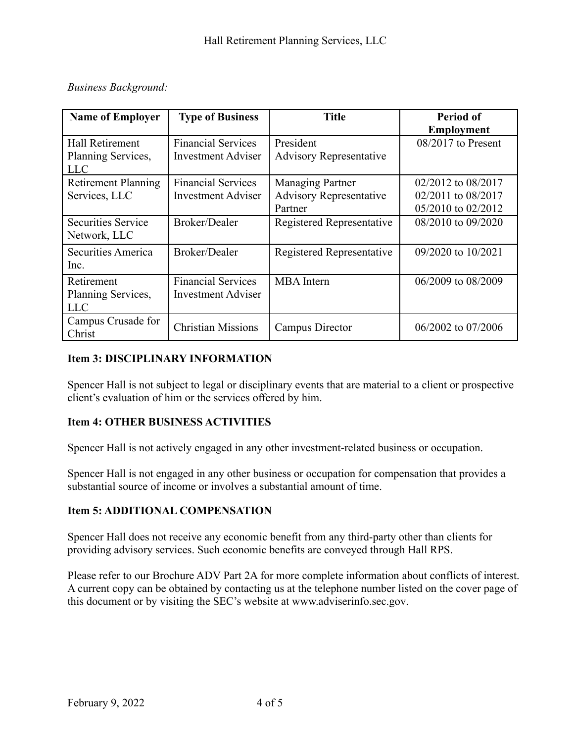*Business Background:*

| Name of Employer | Type of Business | Title | Period of Employment |
|---|---|---|---|
| Hall Retirement Planning Services, LLC | Financial Services Investment Adviser | President Advisory Representative | 08/2017 to Present |
| Retirement Planning Services, LLC | Financial Services Investment Adviser | Managing Partner Advisory Representative Partner | 02/2012 to 08/2017 02/2011 to 08/2017 05/2010 to 02/2012 |
| Securities Service Network, LLC | Broker/Dealer | Registered Representative | 08/2010 to 09/2020 |
| Securities America Inc. | Broker/Dealer | Registered Representative | 09/2020 to 10/2021 |
| Retirement Planning Services, LLC | Financial Services Investment Adviser | MBA Intern | 06/2009 to 08/2009 |
| Campus Crusade for Christ | Christian Missions | Campus Director | 06/2002 to 07/2006 |

## Item 3: DISCIPLINARY INFORMATION

Spencer Hall is not subject to legal or disciplinary events that are material to a client or prospective client's evaluation of him or the services offered by him.

## Item 4: OTHER BUSINESS ACTIVITIES

Spencer Hall is not actively engaged in any other investment-related business or occupation.

Spencer Hall is not engaged in any other business or occupation for compensation that provides a substantial source of income or involves a substantial amount of time.

## Item 5: ADDITIONAL COMPENSATION

Spencer Hall does not receive any economic benefit from any third-party other than clients for providing advisory services. Such economic benefits are conveyed through Hall RPS.

Please refer to our Brochure ADV Part 2A for more complete information about conflicts of interest. A current copy can be obtained by contacting us at the telephone number listed on the cover page of this document or by visiting the SEC's website at www.adviserinfo.sec.gov.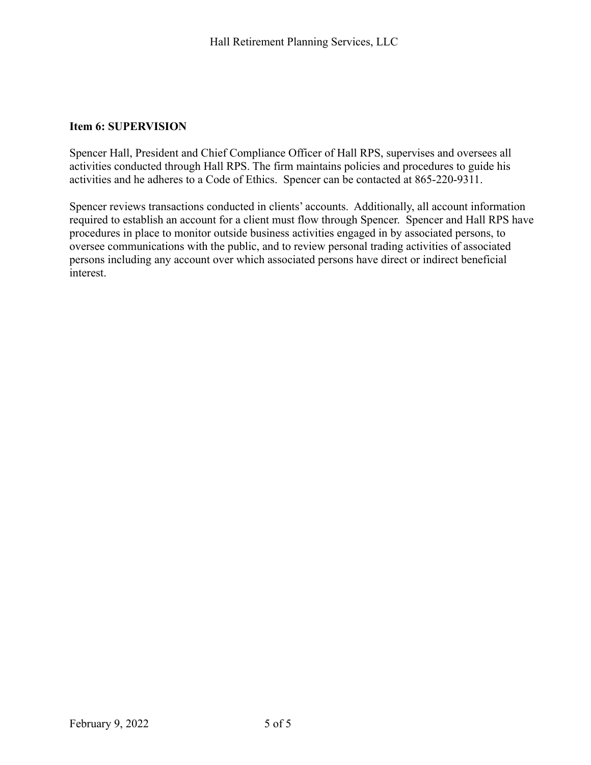### Item 6: SUPERVISION

Spencer Hall, President and Chief Compliance Officer of Hall RPS, supervises and oversees all activities conducted through Hall RPS. The firm maintains policies and procedures to guide his activities and he adheres to a Code of Ethics. Spencer can be contacted at 865-220-9311.

Spencer reviews transactions conducted in clients' accounts. Additionally, all account information required to establish an account for a client must flow through Spencer. Spencer and Hall RPS have procedures in place to monitor outside business activities engaged in by associated persons, to oversee communications with the public, and to review personal trading activities of associated persons including any account over which associated persons have direct or indirect beneficial interest.